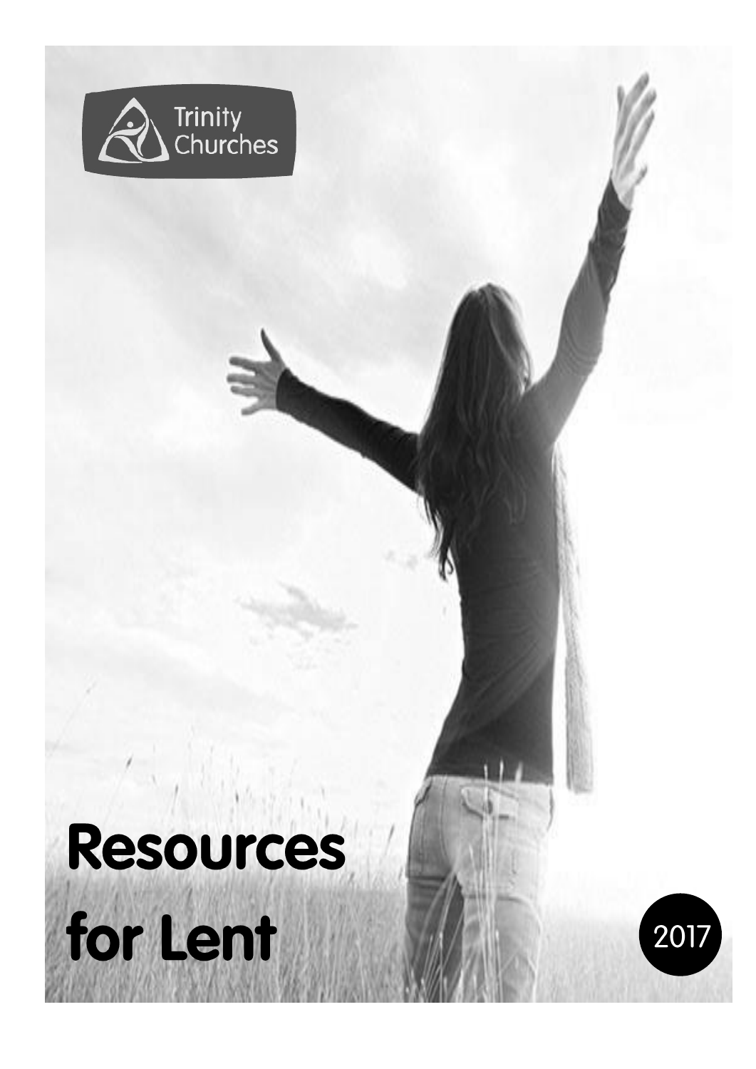Trinity Churches

# Resources for Lent

2017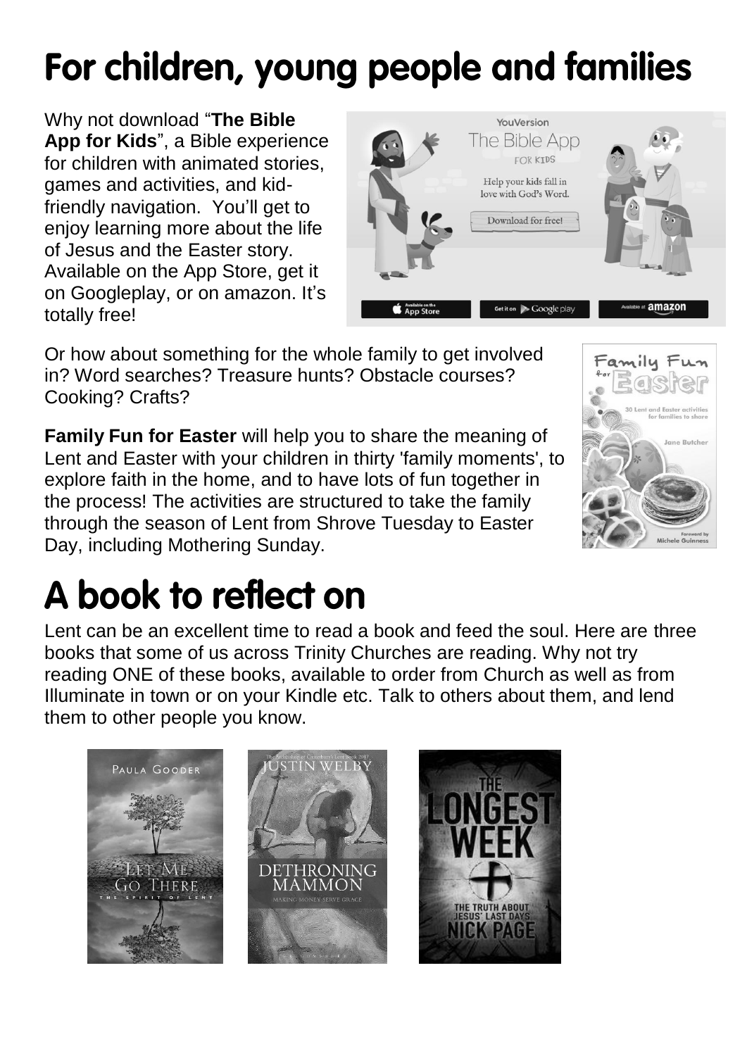# For children, young people and families

Why not download "**The Bible App for Kids**", a Bible experience for children with animated stories, games and activities, and kid-friendly navigation. You'll get to enjoy learning more about the life of Jesus and the Easter story. Available on the App Store, get it on Googleplay, or on amazon. It's totally free!

Or how about something for the whole family to get involved in? Word searches? Treasure hunts? Obstacle courses? Cooking? Crafts?

**Family Fun for Easter** will help you to share the meaning of Lent and Easter with your children in thirty 'family moments', to explore faith in the home, and to have lots of fun together in the process! The activities are structured to take the family through the season of Lent from Shrove Tuesday to Easter Day, including Mothering Sunday.

# A book to reflect on

Lent can be an excellent time to read a book and feed the soul. Here are three books that some of us across Trinity Churches are reading. Why not try reading ONE of these books, available to order from Church as well as from Illuminate in town or on your Kindle etc. Talk to others about them, and lend them to other people you know.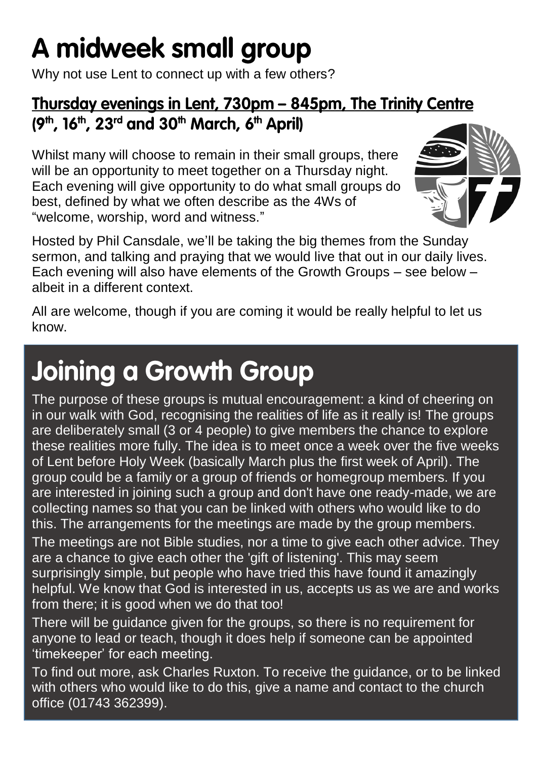# A midweek small group

Why not use Lent to connect up with a few others?

## Thursday evenings in Lent, 730pm – 845pm, The Trinity Centre (9th, 16th, 23rd and 30th March, 6th April)

Whilst many will choose to remain in their small groups, there will be an opportunity to meet together on a Thursday night. Each evening will give opportunity to do what small groups do best, defined by what we often describe as the 4Ws of "welcome, worship, word and witness."

Hosted by Phil Cansdale, we'll be taking the big themes from the Sunday sermon, and talking and praying that we would live that out in our daily lives. Each evening will also have elements of the Growth Groups – see below – albeit in a different context.

All are welcome, though if you are coming it would be really helpful to let us know.

# Joining a Growth Group

The purpose of these groups is mutual encouragement: a kind of cheering on in our walk with God, recognising the realities of life as it really is! The groups are deliberately small (3 or 4 people) to give members the chance to explore these realities more fully. The idea is to meet once a week over the five weeks of Lent before Holy Week (basically March plus the first week of April). The group could be a family or a group of friends or homegroup members. If you are interested in joining such a group and don't have one ready-made, we are collecting names so that you can be linked with others who would like to do this. The arrangements for the meetings are made by the group members.

The meetings are not Bible studies, nor a time to give each other advice. They are a chance to give each other the 'gift of listening'. This may seem surprisingly simple, but people who have tried this have found it amazingly helpful. We know that God is interested in us, accepts us as we are and works from there; it is good when we do that too!

There will be guidance given for the groups, so there is no requirement for anyone to lead or teach, though it does help if someone can be appointed 'timekeeper' for each meeting.

To find out more, ask Charles Ruxton. To receive the guidance, or to be linked with others who would like to do this, give a name and contact to the church office (01743 362399).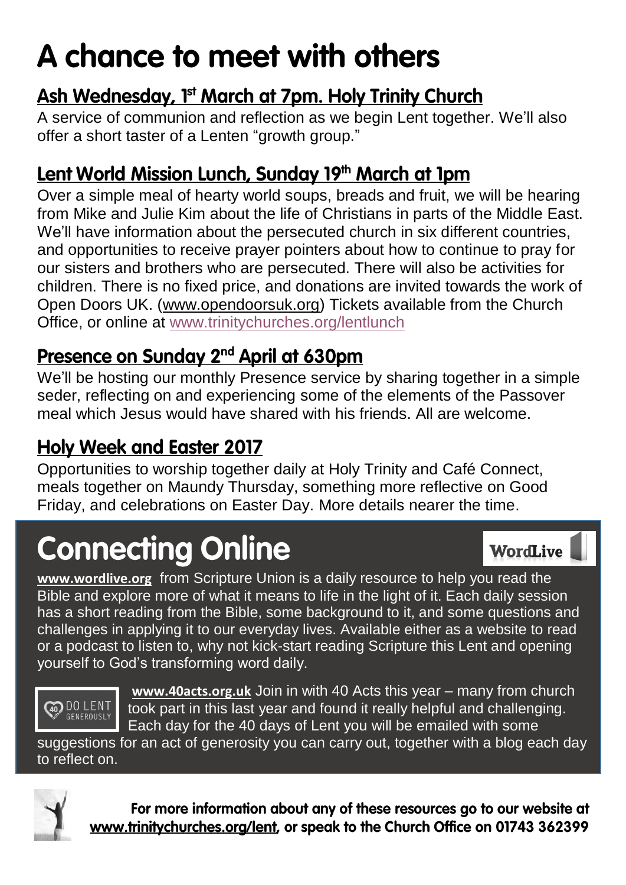# A chance to meet with others

## Ash Wednesday, 1st March at 7pm. Holy Trinity Church

A service of communion and reflection as we begin Lent together. We'll also offer a short taster of a Lenten "growth group."

## Lent World Mission Lunch, Sunday 19th March at 1pm

Over a simple meal of hearty world soups, breads and fruit, we will be hearing from Mike and Julie Kim about the life of Christians in parts of the Middle East. We'll have information about the persecuted church in six different countries, and opportunities to receive prayer pointers about how to continue to pray for our sisters and brothers who are persecuted. There will also be activities for children. There is no fixed price, and donations are invited towards the work of Open Doors UK. (www.opendoorsuk.org) Tickets available from the Church Office, or online at www.trinitychurches.org/lentlunch

## Presence on Sunday 2nd April at 630pm

We'll be hosting our monthly Presence service by sharing together in a simple seder, reflecting on and experiencing some of the elements of the Passover meal which Jesus would have shared with his friends. All are welcome.

## Holy Week and Easter 2017

Opportunities to worship together daily at Holy Trinity and Café Connect, meals together on Maundy Thursday, something more reflective on Good Friday, and celebrations on Easter Day. More details nearer the time.

# Connecting Online

WordLive

**www.wordlive.org** from Scripture Union is a daily resource to help you read the Bible and explore more of what it means to life in the light of it. Each daily session has a short reading from the Bible, some background to it, and some questions and challenges in applying it to our everyday lives. Available either as a website to read or a podcast to listen to, why not kick-start reading Scripture this Lent and opening yourself to God's transforming word daily.

40 DO LENT GENEROUSLY

**www.40acts.org.uk** Join in with 40 Acts this year – many from church took part in this last year and found it really helpful and challenging. Each day for the 40 days of Lent you will be emailed with some suggestions for an act of generosity you can carry out, together with a blog each day to reflect on.

**For more information about any of these resources go to our website at www.trinitychurches.org/lent, or speak to the Church Office on 01743 362399**